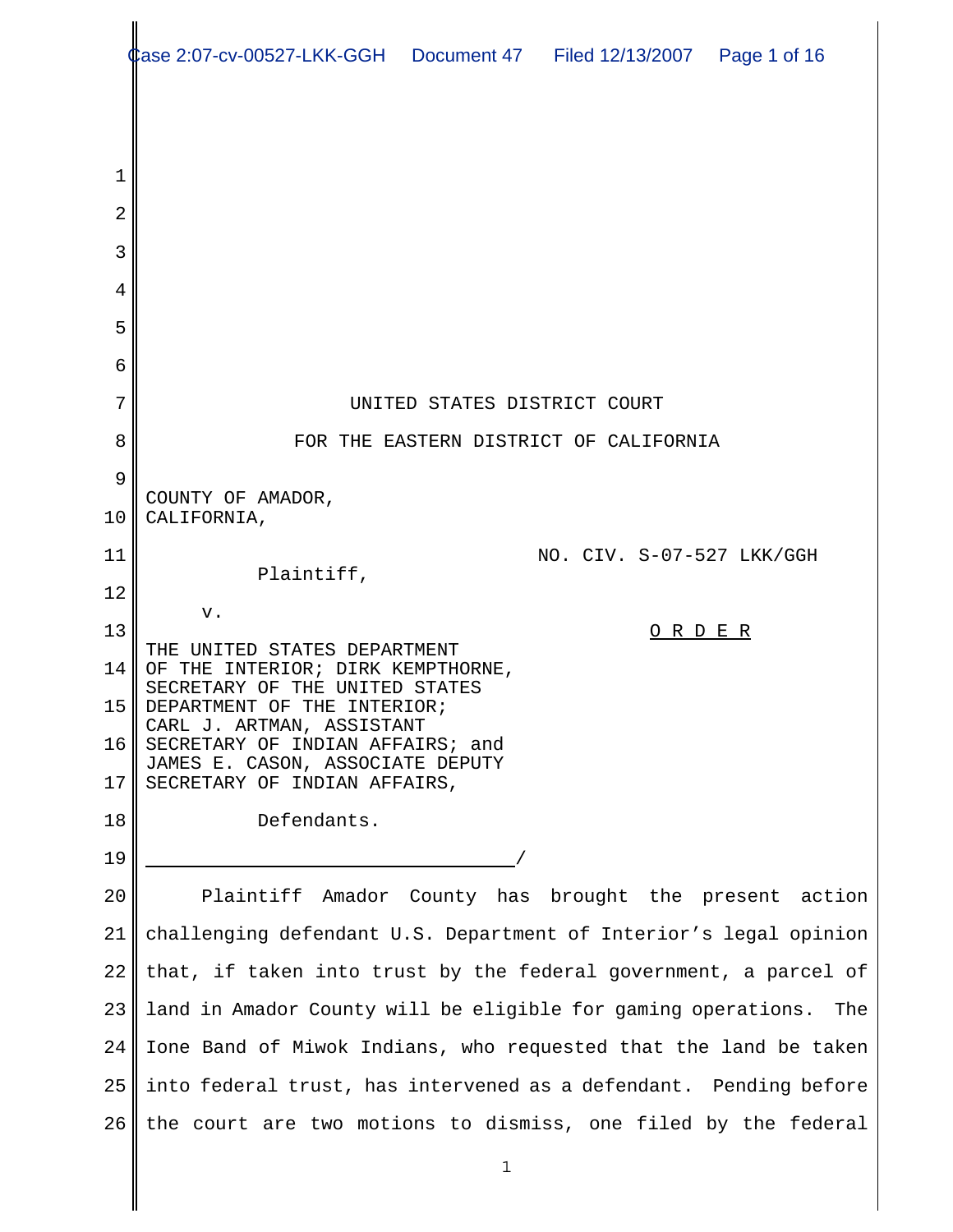UNITED STATES DISTRICT COURT

FOR THE EASTERN DISTRICT OF CALIFORNIA

COUNTY OF AMADOR, CALIFORNIA,

Plaintiff,

v.

THE UNITED STATES DEPARTMENT OF THE INTERIOR; DIRK KEMPTHORNE, SECRETARY OF THE UNITED STATES DEPARTMENT OF THE INTERIOR; CARL J. ARTMAN, ASSISTANT SECRETARY OF INDIAN AFFAIRS; and JAMES E. CASON, ASSOCIATE DEPUTY SECRETARY OF INDIAN AFFAIRS,

Defendants.

/

NO. CIV. S-07-527 LKK/GGH

O R D E R

Plaintiff Amador County has brought the present action challenging defendant U.S. Department of Interior's legal opinion that, if taken into trust by the federal government, a parcel of land in Amador County will be eligible for gaming operations. The Ione Band of Miwok Indians, who requested that the land be taken into federal trust, has intervened as a defendant. Pending before the court are two motions to dismiss, one filed by the federal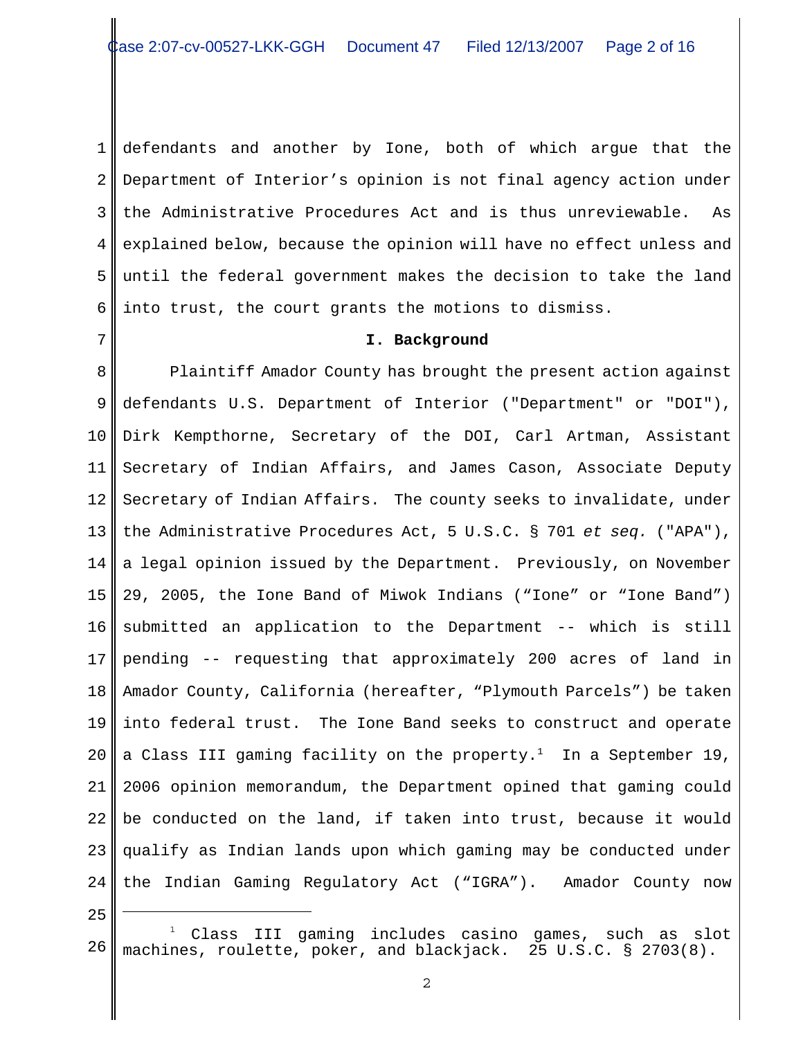defendants and another by Ione, both of which argue that the Department of Interior's opinion is not final agency action under the Administrative Procedures Act and is thus unreviewable. As explained below, because the opinion will have no effect unless and until the federal government makes the decision to take the land into trust, the court grants the motions to dismiss.

## I. Background

Plaintiff Amador County has brought the present action against defendants U.S. Department of Interior ("Department" or "DOI"), Dirk Kempthorne, Secretary of the DOI, Carl Artman, Assistant Secretary of Indian Affairs, and James Cason, Associate Deputy Secretary of Indian Affairs. The county seeks to invalidate, under the Administrative Procedures Act, 5 U.S.C. § 701 *et seq.* ("APA"), a legal opinion issued by the Department. Previously, on November 29, 2005, the Ione Band of Miwok Indians ("Ione" or "Ione Band") submitted an application to the Department -- which is still pending -- requesting that approximately 200 acres of land in Amador County, California (hereafter, "Plymouth Parcels") be taken into federal trust. The Ione Band seeks to construct and operate a Class III gaming facility on the property.[1] In a September 19, 2006 opinion memorandum, the Department opined that gaming could be conducted on the land, if taken into trust, because it would qualify as Indian lands upon which gaming may be conducted under the Indian Gaming Regulatory Act ("IGRA"). Amador County now

---

[1] Class III gaming includes casino games, such as slot machines, roulette, poker, and blackjack. 25 U.S.C. § 2703(8).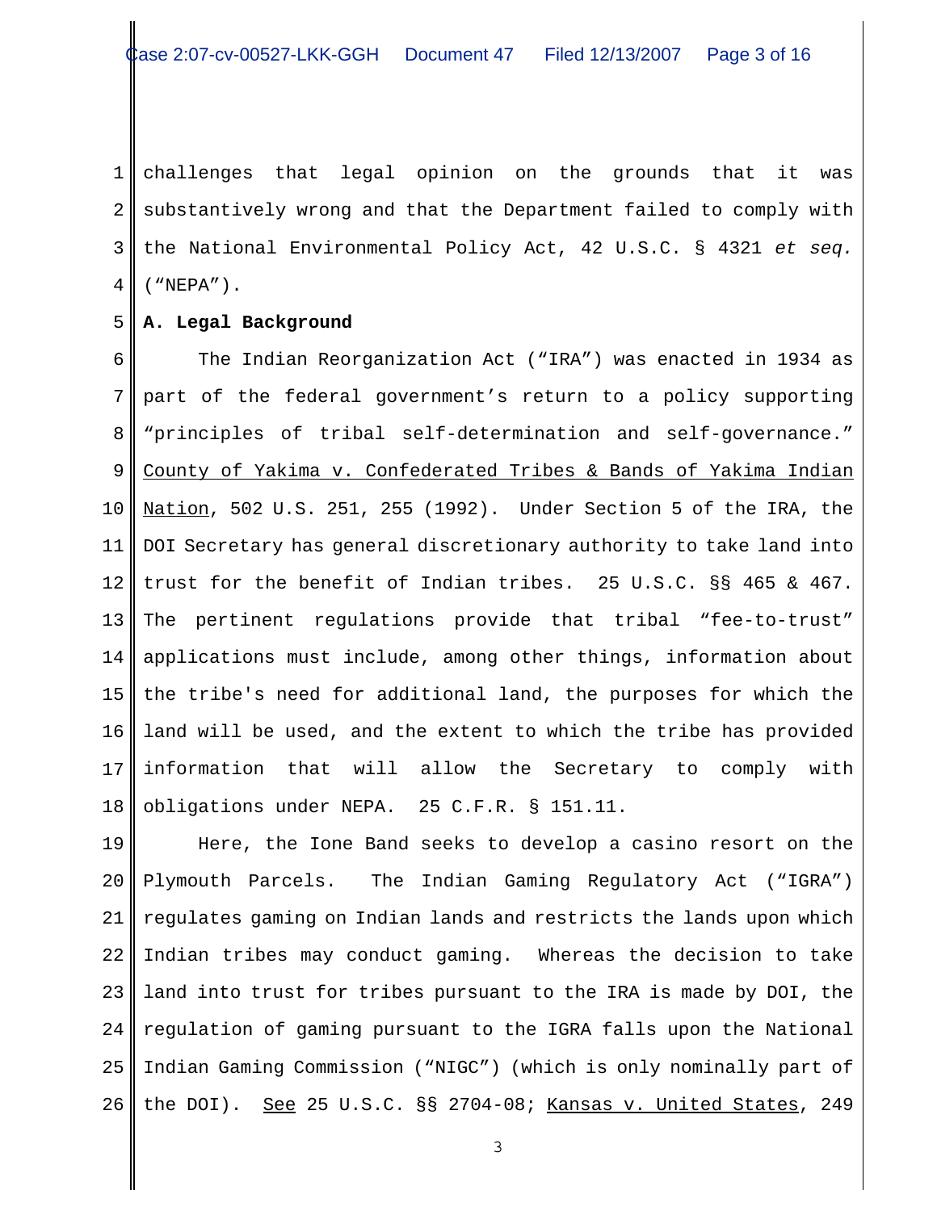challenges that legal opinion on the grounds that it was substantively wrong and that the Department failed to comply with the National Environmental Policy Act, 42 U.S.C. § 4321 *et seq.* ("NEPA").

**A. Legal Background**

The Indian Reorganization Act ("IRA") was enacted in 1934 as part of the federal government's return to a policy supporting "principles of tribal self-determination and self-governance." County of Yakima v. Confederated Tribes & Bands of Yakima Indian Nation, 502 U.S. 251, 255 (1992). Under Section 5 of the IRA, the DOI Secretary has general discretionary authority to take land into trust for the benefit of Indian tribes. 25 U.S.C. §§ 465 & 467. The pertinent regulations provide that tribal "fee-to-trust" applications must include, among other things, information about the tribe's need for additional land, the purposes for which the land will be used, and the extent to which the tribe has provided information that will allow the Secretary to comply with obligations under NEPA. 25 C.F.R. § 151.11.

Here, the Ione Band seeks to develop a casino resort on the Plymouth Parcels. The Indian Gaming Regulatory Act ("IGRA") regulates gaming on Indian lands and restricts the lands upon which Indian tribes may conduct gaming. Whereas the decision to take land into trust for tribes pursuant to the IRA is made by DOI, the regulation of gaming pursuant to the IGRA falls upon the National Indian Gaming Commission ("NIGC") (which is only nominally part of the DOI). See 25 U.S.C. §§ 2704-08; Kansas v. United States, 249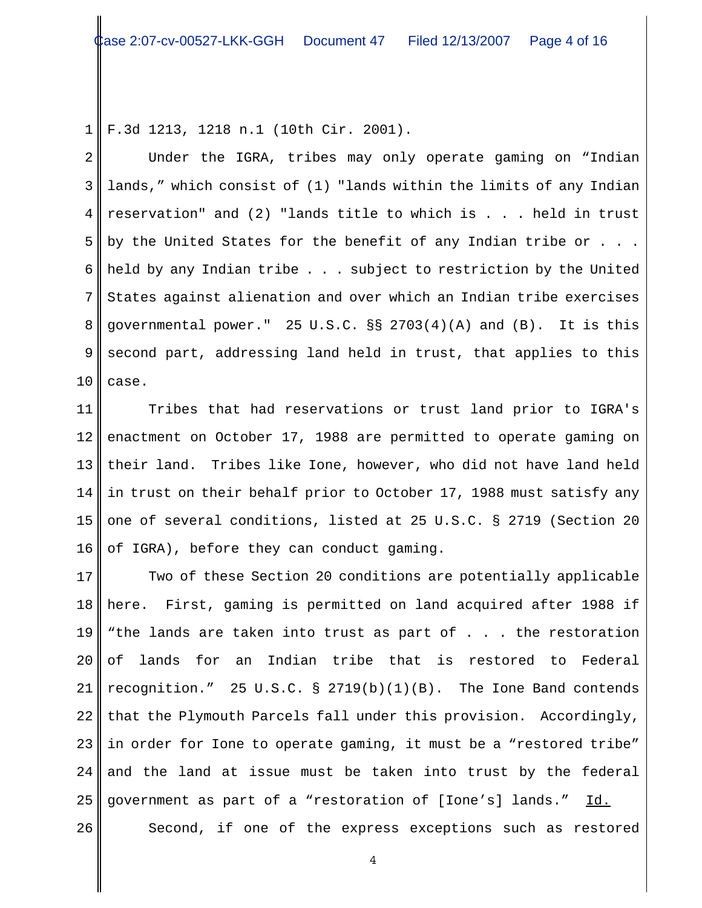F.3d 1213, 1218 n.1 (10th Cir. 2001).

Under the IGRA, tribes may only operate gaming on "Indian lands," which consist of (1) "lands within the limits of any Indian reservation" and (2) "lands title to which is . . . held in trust by the United States for the benefit of any Indian tribe or . . . held by any Indian tribe . . . subject to restriction by the United States against alienation and over which an Indian tribe exercises governmental power." 25 U.S.C. §§ 2703(4)(A) and (B). It is this second part, addressing land held in trust, that applies to this case.

Tribes that had reservations or trust land prior to IGRA's enactment on October 17, 1988 are permitted to operate gaming on their land. Tribes like Ione, however, who did not have land held in trust on their behalf prior to October 17, 1988 must satisfy any one of several conditions, listed at 25 U.S.C. § 2719 (Section 20 of IGRA), before they can conduct gaming.

Two of these Section 20 conditions are potentially applicable here. First, gaming is permitted on land acquired after 1988 if "the lands are taken into trust as part of . . . the restoration of lands for an Indian tribe that is restored to Federal recognition." 25 U.S.C. § 2719(b)(1)(B). The Ione Band contends that the Plymouth Parcels fall under this provision. Accordingly, in order for Ione to operate gaming, it must be a "restored tribe" and the land at issue must be taken into trust by the federal government as part of a "restoration of [Ione's] lands." Id.

Second, if one of the express exceptions such as restored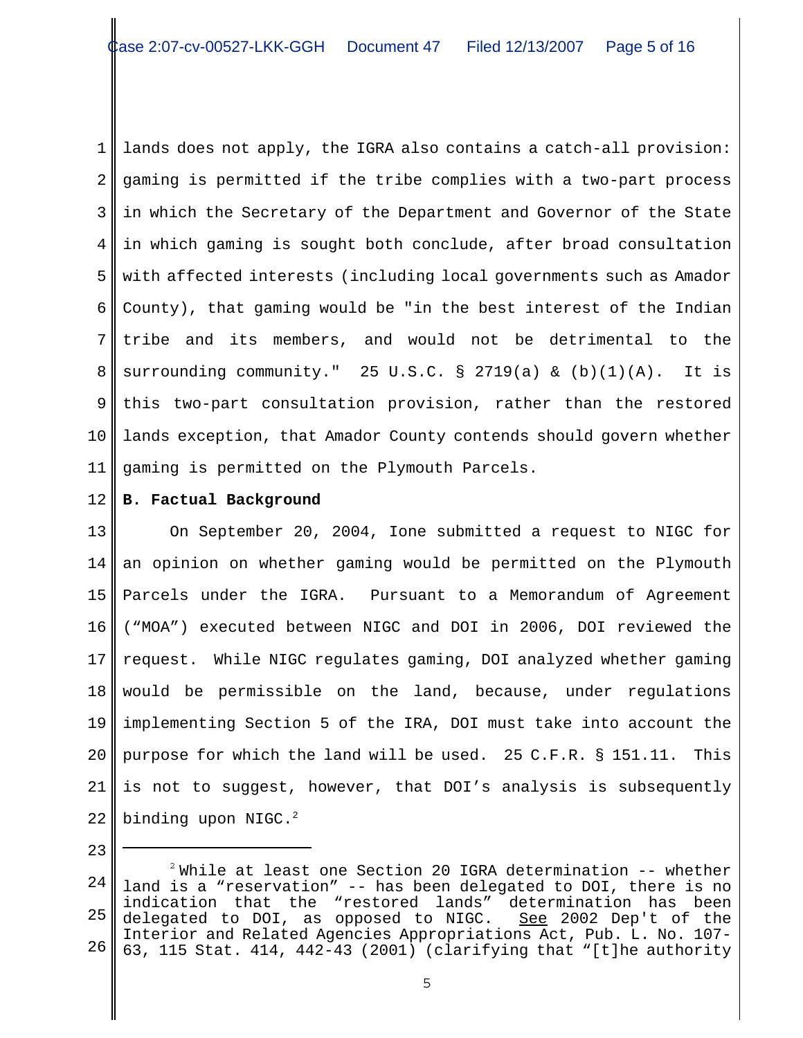lands does not apply, the IGRA also contains a catch-all provision: gaming is permitted if the tribe complies with a two-part process in which the Secretary of the Department and Governor of the State in which gaming is sought both conclude, after broad consultation with affected interests (including local governments such as Amador County), that gaming would be "in the best interest of the Indian tribe and its members, and would not be detrimental to the surrounding community." 25 U.S.C. § 2719(a) & (b)(1)(A). It is this two-part consultation provision, rather than the restored lands exception, that Amador County contends should govern whether gaming is permitted on the Plymouth Parcels.

**B. Factual Background**

On September 20, 2004, Ione submitted a request to NIGC for an opinion on whether gaming would be permitted on the Plymouth Parcels under the IGRA. Pursuant to a Memorandum of Agreement ("MOA") executed between NIGC and DOI in 2006, DOI reviewed the request. While NIGC regulates gaming, DOI analyzed whether gaming would be permissible on the land, because, under regulations implementing Section 5 of the IRA, DOI must take into account the purpose for which the land will be used. 25 C.F.R. § 151.11. This is not to suggest, however, that DOI's analysis is subsequently binding upon NIGC.[2]

---

[2] While at least one Section 20 IGRA determination -- whether land is a "reservation" -- has been delegated to DOI, there is no indication that the "restored lands" determination has been delegated to DOI, as opposed to NIGC. See 2002 Dep't of the Interior and Related Agencies Appropriations Act, Pub. L. No. 107-63, 115 Stat. 414, 442-43 (2001) (clarifying that "[t]he authority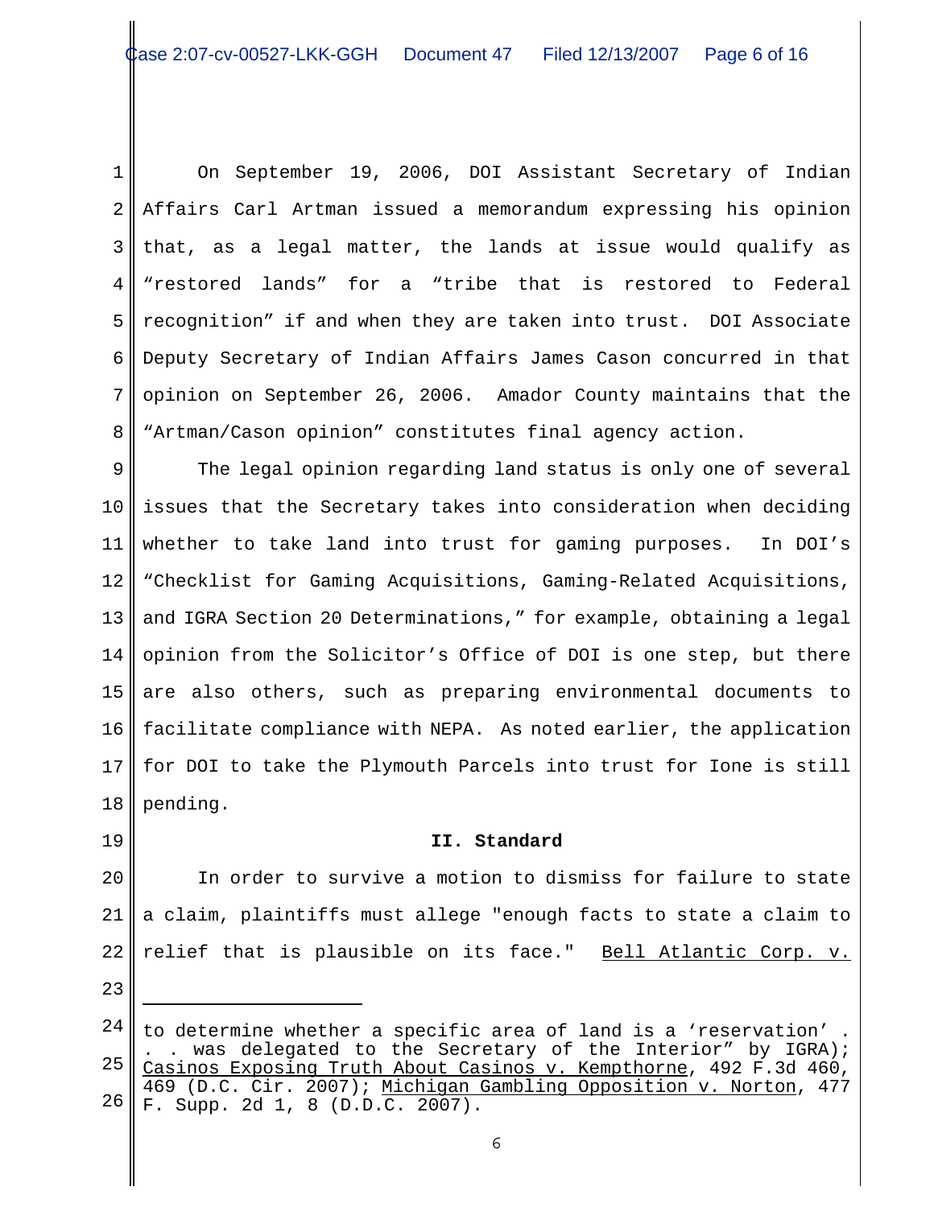On September 19, 2006, DOI Assistant Secretary of Indian Affairs Carl Artman issued a memorandum expressing his opinion that, as a legal matter, the lands at issue would qualify as "restored lands" for a "tribe that is restored to Federal recognition" if and when they are taken into trust. DOI Associate Deputy Secretary of Indian Affairs James Cason concurred in that opinion on September 26, 2006. Amador County maintains that the "Artman/Cason opinion" constitutes final agency action.

The legal opinion regarding land status is only one of several issues that the Secretary takes into consideration when deciding whether to take land into trust for gaming purposes. In DOI's "Checklist for Gaming Acquisitions, Gaming-Related Acquisitions, and IGRA Section 20 Determinations," for example, obtaining a legal opinion from the Solicitor's Office of DOI is one step, but there are also others, such as preparing environmental documents to facilitate compliance with NEPA. As noted earlier, the application for DOI to take the Plymouth Parcels into trust for Ione is still pending.

## II. Standard

In order to survive a motion to dismiss for failure to state a claim, plaintiffs must allege "enough facts to state a claim to relief that is plausible on its face." Bell Atlantic Corp. v.

---

to determine whether a specific area of land is a 'reservation' . . . was delegated to the Secretary of the Interior" by IGRA); Casinos Exposing Truth About Casinos v. Kempthorne, 492 F.3d 460, 469 (D.C. Cir. 2007); Michigan Gambling Opposition v. Norton, 477 F. Supp. 2d 1, 8 (D.D.C. 2007).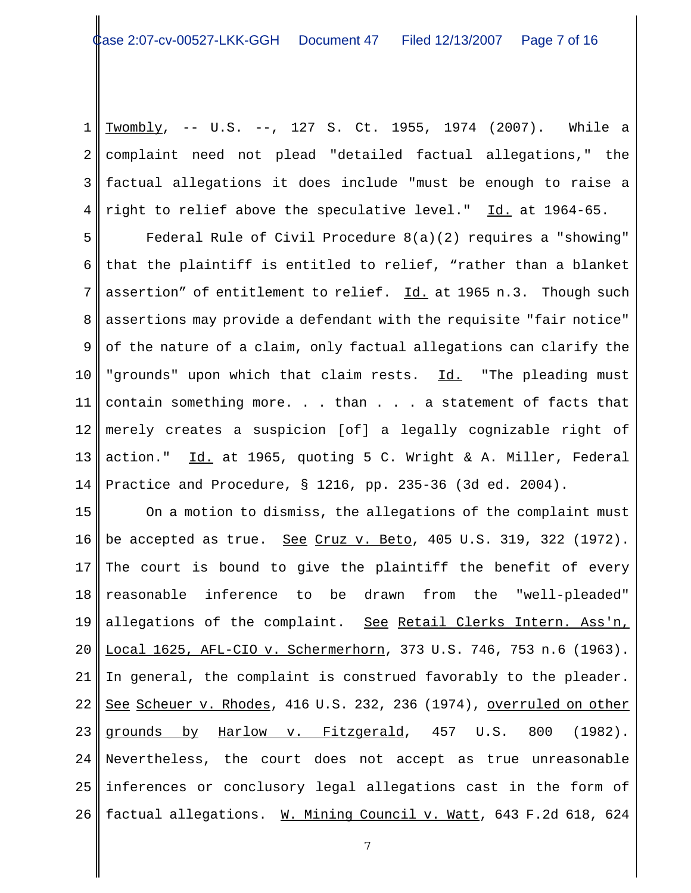Twombly, -- U.S. --, 127 S. Ct. 1955, 1974 (2007). While a complaint need not plead "detailed factual allegations," the factual allegations it does include "must be enough to raise a right to relief above the speculative level." Id. at 1964-65.

Federal Rule of Civil Procedure 8(a)(2) requires a "showing" that the plaintiff is entitled to relief, "rather than a blanket assertion" of entitlement to relief. Id. at 1965 n.3. Though such assertions may provide a defendant with the requisite "fair notice" of the nature of a claim, only factual allegations can clarify the "grounds" upon which that claim rests. Id. "The pleading must contain something more. . . than . . . a statement of facts that merely creates a suspicion [of] a legally cognizable right of action." Id. at 1965, quoting 5 C. Wright & A. Miller, Federal Practice and Procedure, § 1216, pp. 235-36 (3d ed. 2004).

On a motion to dismiss, the allegations of the complaint must be accepted as true. See Cruz v. Beto, 405 U.S. 319, 322 (1972). The court is bound to give the plaintiff the benefit of every reasonable inference to be drawn from the "well-pleaded" allegations of the complaint. See Retail Clerks Intern. Ass'n, Local 1625, AFL-CIO v. Schermerhorn, 373 U.S. 746, 753 n.6 (1963). In general, the complaint is construed favorably to the pleader. See Scheuer v. Rhodes, 416 U.S. 232, 236 (1974), overruled on other grounds by Harlow v. Fitzgerald, 457 U.S. 800 (1982). Nevertheless, the court does not accept as true unreasonable inferences or conclusory legal allegations cast in the form of factual allegations. W. Mining Council v. Watt, 643 F.2d 618, 624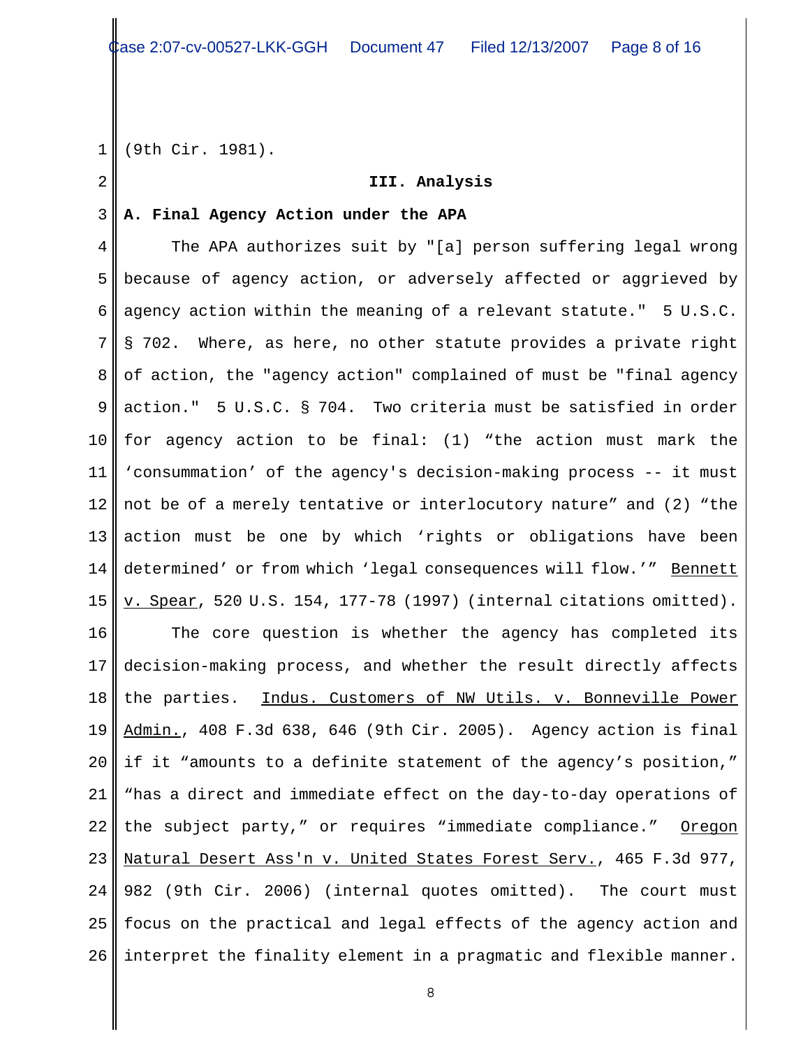(9th Cir. 1981).

## III. Analysis

### A. Final Agency Action under the APA

The APA authorizes suit by "[a] person suffering legal wrong because of agency action, or adversely affected or aggrieved by agency action within the meaning of a relevant statute." 5 U.S.C. § 702. Where, as here, no other statute provides a private right of action, the "agency action" complained of must be "final agency action." 5 U.S.C. § 704. Two criteria must be satisfied in order for agency action to be final: (1) "the action must mark the 'consummation' of the agency's decision-making process -- it must not be of a merely tentative or interlocutory nature" and (2) "the action must be one by which 'rights or obligations have been determined' or from which 'legal consequences will flow.'" Bennett v. Spear, 520 U.S. 154, 177-78 (1997) (internal citations omitted).

The core question is whether the agency has completed its decision-making process, and whether the result directly affects the parties. Indus. Customers of NW Utils. v. Bonneville Power Admin., 408 F.3d 638, 646 (9th Cir. 2005). Agency action is final if it "amounts to a definite statement of the agency's position," "has a direct and immediate effect on the day-to-day operations of the subject party," or requires "immediate compliance." Oregon Natural Desert Ass'n v. United States Forest Serv., 465 F.3d 977, 982 (9th Cir. 2006) (internal quotes omitted). The court must focus on the practical and legal effects of the agency action and interpret the finality element in a pragmatic and flexible manner.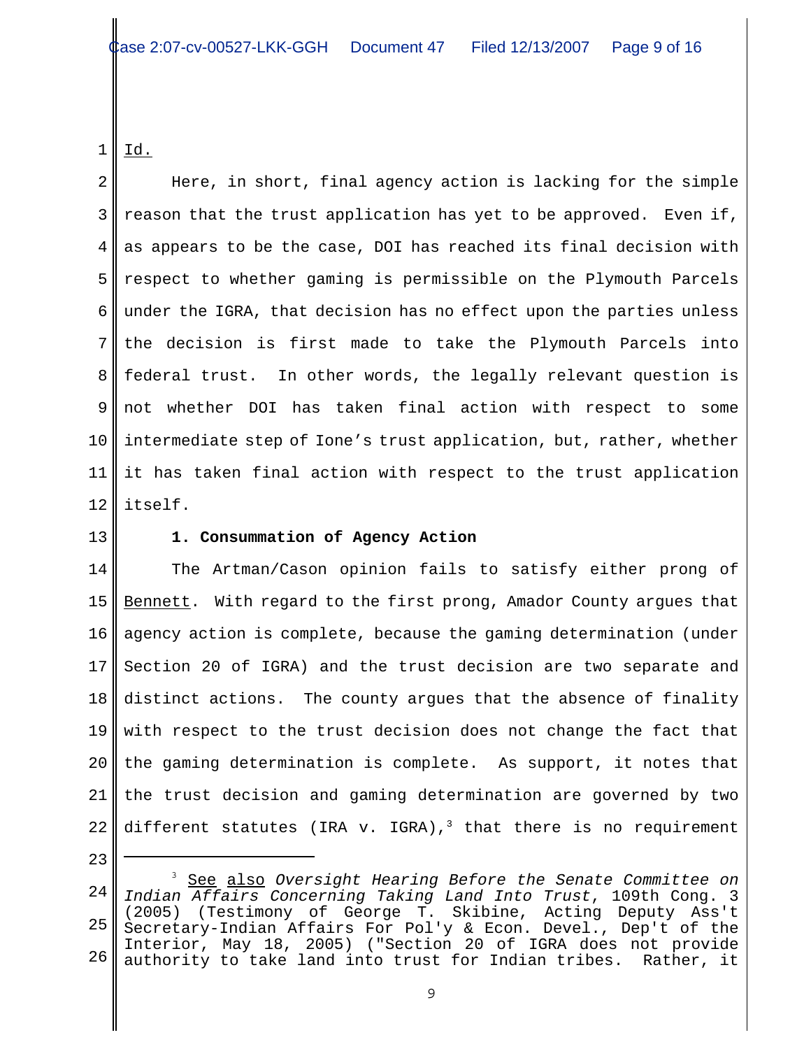Id.

Here, in short, final agency action is lacking for the simple reason that the trust application has yet to be approved. Even if, as appears to be the case, DOI has reached its final decision with respect to whether gaming is permissible on the Plymouth Parcels under the IGRA, that decision has no effect upon the parties unless the decision is first made to take the Plymouth Parcels into federal trust. In other words, the legally relevant question is not whether DOI has taken final action with respect to some intermediate step of Ione's trust application, but, rather, whether it has taken final action with respect to the trust application itself.

**1. Consummation of Agency Action**

The Artman/Cason opinion fails to satisfy either prong of Bennett. With regard to the first prong, Amador County argues that agency action is complete, because the gaming determination (under Section 20 of IGRA) and the trust decision are two separate and distinct actions. The county argues that the absence of finality with respect to the trust decision does not change the fact that the gaming determination is complete. As support, it notes that the trust decision and gaming determination are governed by two different statutes (IRA v. IGRA),[3] that there is no requirement

---

[3] See also *Oversight Hearing Before the Senate Committee on Indian Affairs Concerning Taking Land Into Trust*, 109th Cong. 3 (2005) (Testimony of George T. Skibine, Acting Deputy Ass't Secretary-Indian Affairs For Pol'y & Econ. Devel., Dep't of the Interior, May 18, 2005) ("Section 20 of IGRA does not provide authority to take land into trust for Indian tribes. Rather, it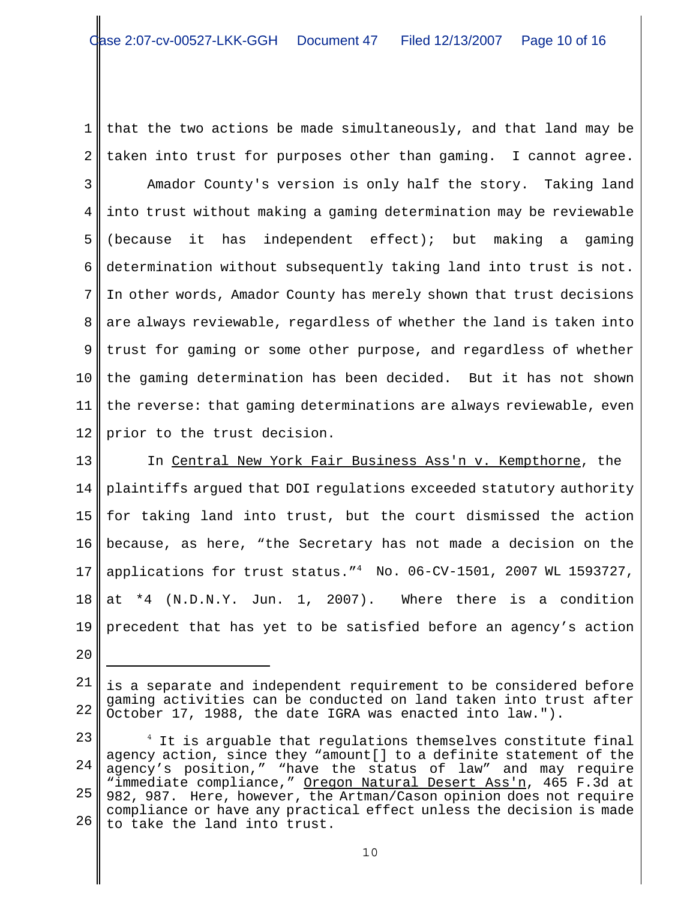that the two actions be made simultaneously, and that land may be taken into trust for purposes other than gaming. I cannot agree.

Amador County's version is only half the story. Taking land into trust without making a gaming determination may be reviewable (because it has independent effect); but making a gaming determination without subsequently taking land into trust is not. In other words, Amador County has merely shown that trust decisions are always reviewable, regardless of whether the land is taken into trust for gaming or some other purpose, and regardless of whether the gaming determination has been decided. But it has not shown the reverse: that gaming determinations are always reviewable, even prior to the trust decision.

In Central New York Fair Business Ass'n v. Kempthorne, the plaintiffs argued that DOI regulations exceeded statutory authority for taking land into trust, but the court dismissed the action because, as here, "the Secretary has not made a decision on the applications for trust status."[4] No. 06-CV-1501, 2007 WL 1593727, at *4 (N.D.N.Y. Jun. 1, 2007). Where there is a condition precedent that has yet to be satisfied before an agency's action

---

is a separate and independent requirement to be considered before gaming activities can be conducted on land taken into trust after October 17, 1988, the date IGRA was enacted into law.").

[4] It is arguable that regulations themselves constitute final agency action, since they "amount[] to a definite statement of the agency's position," "have the status of law" and may require "immediate compliance," Oregon Natural Desert Ass'n, 465 F.3d at 982, 987. Here, however, the Artman/Cason opinion does not require compliance or have any practical effect unless the decision is made to take the land into trust.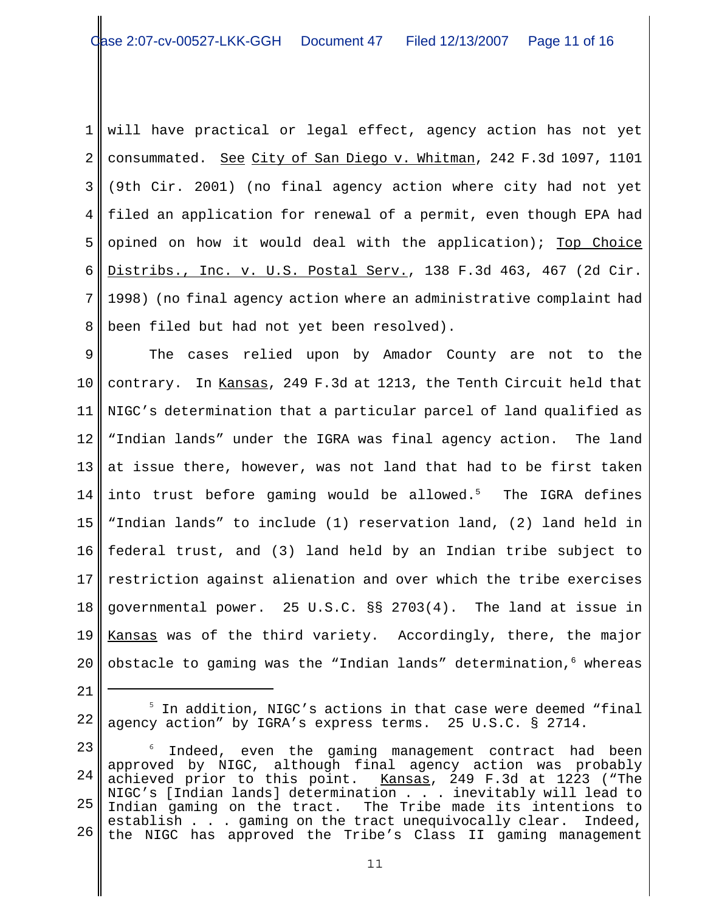will have practical or legal effect, agency action has not yet consummated. See City of San Diego v. Whitman, 242 F.3d 1097, 1101 (9th Cir. 2001) (no final agency action where city had not yet filed an application for renewal of a permit, even though EPA had opined on how it would deal with the application); Top Choice Distribs., Inc. v. U.S. Postal Serv., 138 F.3d 463, 467 (2d Cir. 1998) (no final agency action where an administrative complaint had been filed but had not yet been resolved).

The cases relied upon by Amador County are not to the contrary. In Kansas, 249 F.3d at 1213, the Tenth Circuit held that NIGC's determination that a particular parcel of land qualified as "Indian lands" under the IGRA was final agency action. The land at issue there, however, was not land that had to be first taken into trust before gaming would be allowed.[5] The IGRA defines "Indian lands" to include (1) reservation land, (2) land held in federal trust, and (3) land held by an Indian tribe subject to restriction against alienation and over which the tribe exercises governmental power. 25 U.S.C. §§ 2703(4). The land at issue in Kansas was of the third variety. Accordingly, there, the major obstacle to gaming was the "Indian lands" determination,[6] whereas

---

[5] In addition, NIGC's actions in that case were deemed "final agency action" by IGRA's express terms. 25 U.S.C. § 2714.

[6] Indeed, even the gaming management contract had been approved by NIGC, although final agency action was probably achieved prior to this point. Kansas, 249 F.3d at 1223 ("The NIGC's [Indian lands] determination . . . inevitably will lead to Indian gaming on the tract. The Tribe made its intentions to establish . . . gaming on the tract unequivocally clear. Indeed, the NIGC has approved the Tribe's Class II gaming management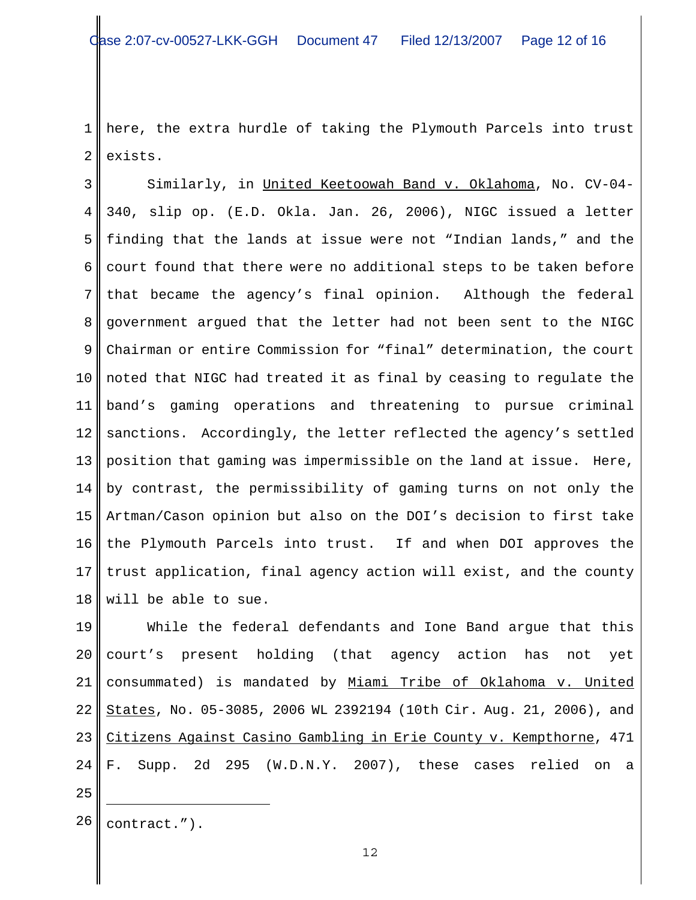here, the extra hurdle of taking the Plymouth Parcels into trust exists.

Similarly, in United Keetoowah Band v. Oklahoma, No. CV-04-340, slip op. (E.D. Okla. Jan. 26, 2006), NIGC issued a letter finding that the lands at issue were not "Indian lands," and the court found that there were no additional steps to be taken before that became the agency's final opinion. Although the federal government argued that the letter had not been sent to the NIGC Chairman or entire Commission for "final" determination, the court noted that NIGC had treated it as final by ceasing to regulate the band's gaming operations and threatening to pursue criminal sanctions. Accordingly, the letter reflected the agency's settled position that gaming was impermissible on the land at issue. Here, by contrast, the permissibility of gaming turns on not only the Artman/Cason opinion but also on the DOI's decision to first take the Plymouth Parcels into trust. If and when DOI approves the trust application, final agency action will exist, and the county will be able to sue.

While the federal defendants and Ione Band argue that this court's present holding (that agency action has not yet consummated) is mandated by Miami Tribe of Oklahoma v. United States, No. 05-3085, 2006 WL 2392194 (10th Cir. Aug. 21, 2006), and Citizens Against Casino Gambling in Erie County v. Kempthorne, 471 F. Supp. 2d 295 (W.D.N.Y. 2007), these cases relied on a

---

contract.").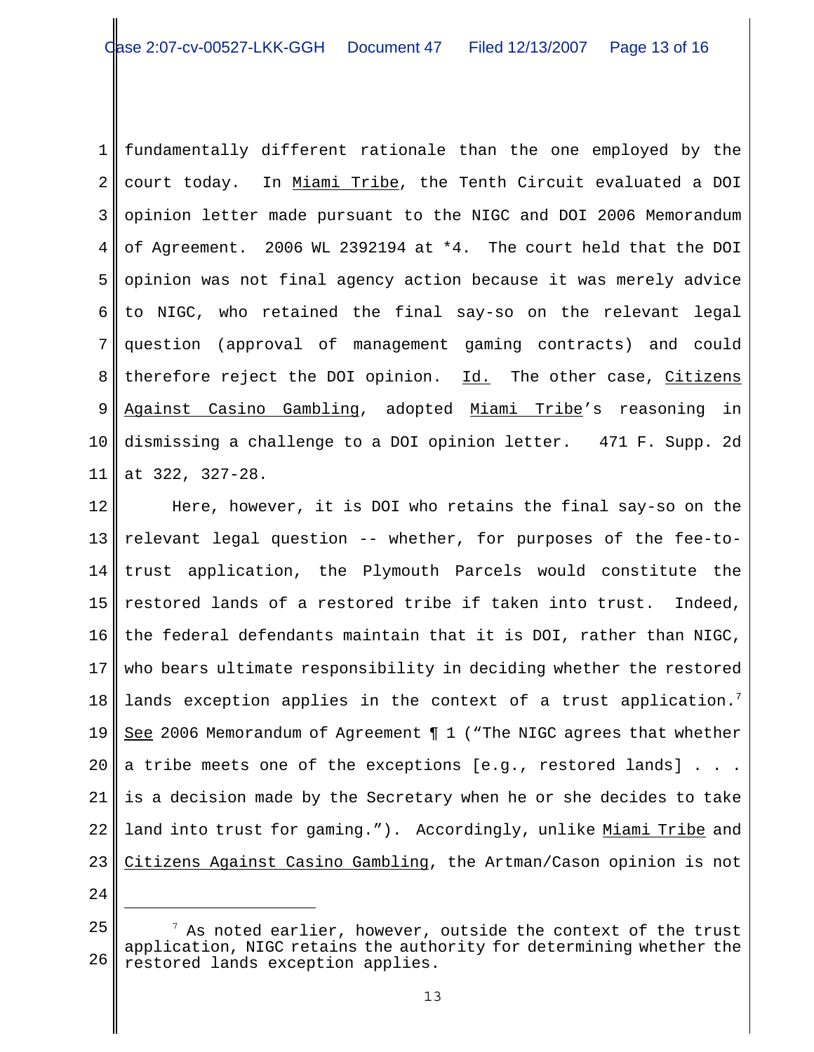fundamentally different rationale than the one employed by the court today. In Miami Tribe, the Tenth Circuit evaluated a DOI opinion letter made pursuant to the NIGC and DOI 2006 Memorandum of Agreement. 2006 WL 2392194 at *4. The court held that the DOI opinion was not final agency action because it was merely advice to NIGC, who retained the final say-so on the relevant legal question (approval of management gaming contracts) and could therefore reject the DOI opinion. Id. The other case, Citizens Against Casino Gambling, adopted Miami Tribe's reasoning in dismissing a challenge to a DOI opinion letter. 471 F. Supp. 2d at 322, 327-28.

Here, however, it is DOI who retains the final say-so on the relevant legal question -- whether, for purposes of the fee-to-trust application, the Plymouth Parcels would constitute the restored lands of a restored tribe if taken into trust. Indeed, the federal defendants maintain that it is DOI, rather than NIGC, who bears ultimate responsibility in deciding whether the restored lands exception applies in the context of a trust application.[7] See 2006 Memorandum of Agreement ¶ 1 ("The NIGC agrees that whether a tribe meets one of the exceptions [e.g., restored lands] . . . is a decision made by the Secretary when he or she decides to take land into trust for gaming."). Accordingly, unlike Miami Tribe and Citizens Against Casino Gambling, the Artman/Cason opinion is not

---

[7] As noted earlier, however, outside the context of the trust application, NIGC retains the authority for determining whether the restored lands exception applies.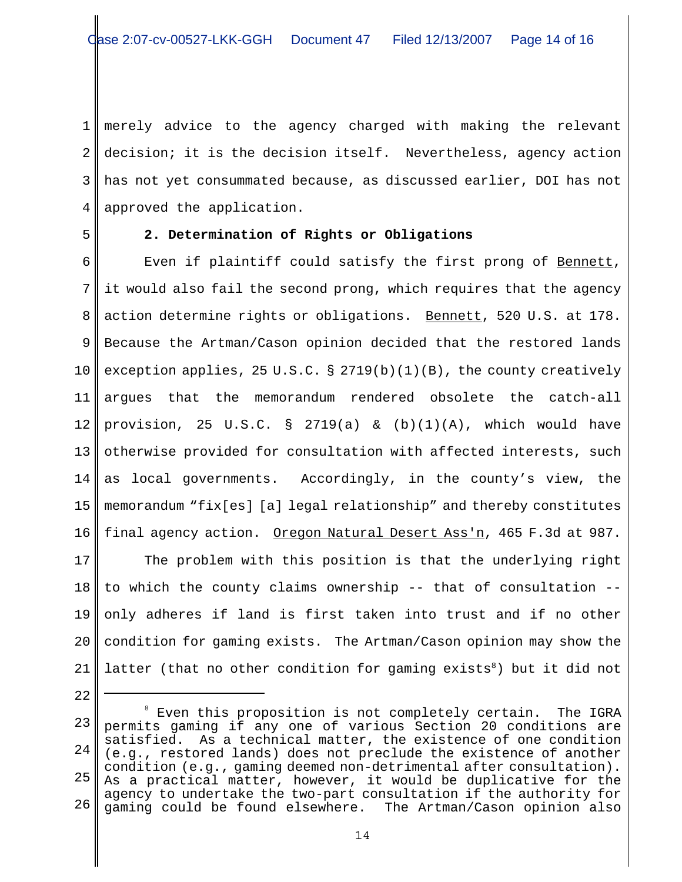merely advice to the agency charged with making the relevant decision; it is the decision itself. Nevertheless, agency action has not yet consummated because, as discussed earlier, DOI has not approved the application.

**2. Determination of Rights or Obligations**

Even if plaintiff could satisfy the first prong of Bennett, it would also fail the second prong, which requires that the agency action determine rights or obligations. Bennett, 520 U.S. at 178. Because the Artman/Cason opinion decided that the restored lands exception applies, 25 U.S.C. § 2719(b)(1)(B), the county creatively argues that the memorandum rendered obsolete the catch-all provision, 25 U.S.C. § 2719(a) & (b)(1)(A), which would have otherwise provided for consultation with affected interests, such as local governments. Accordingly, in the county's view, the memorandum "fix[es] [a] legal relationship" and thereby constitutes final agency action. Oregon Natural Desert Ass'n, 465 F.3d at 987.

The problem with this position is that the underlying right to which the county claims ownership -- that of consultation -- only adheres if land is first taken into trust and if no other condition for gaming exists. The Artman/Cason opinion may show the latter (that no other condition for gaming exists[8]) but it did not

[8] Even this proposition is not completely certain. The IGRA permits gaming if any one of various Section 20 conditions are satisfied. As a technical matter, the existence of one condition (e.g., restored lands) does not preclude the existence of another condition (e.g., gaming deemed non-detrimental after consultation). As a practical matter, however, it would be duplicative for the agency to undertake the two-part consultation if the authority for gaming could be found elsewhere. The Artman/Cason opinion also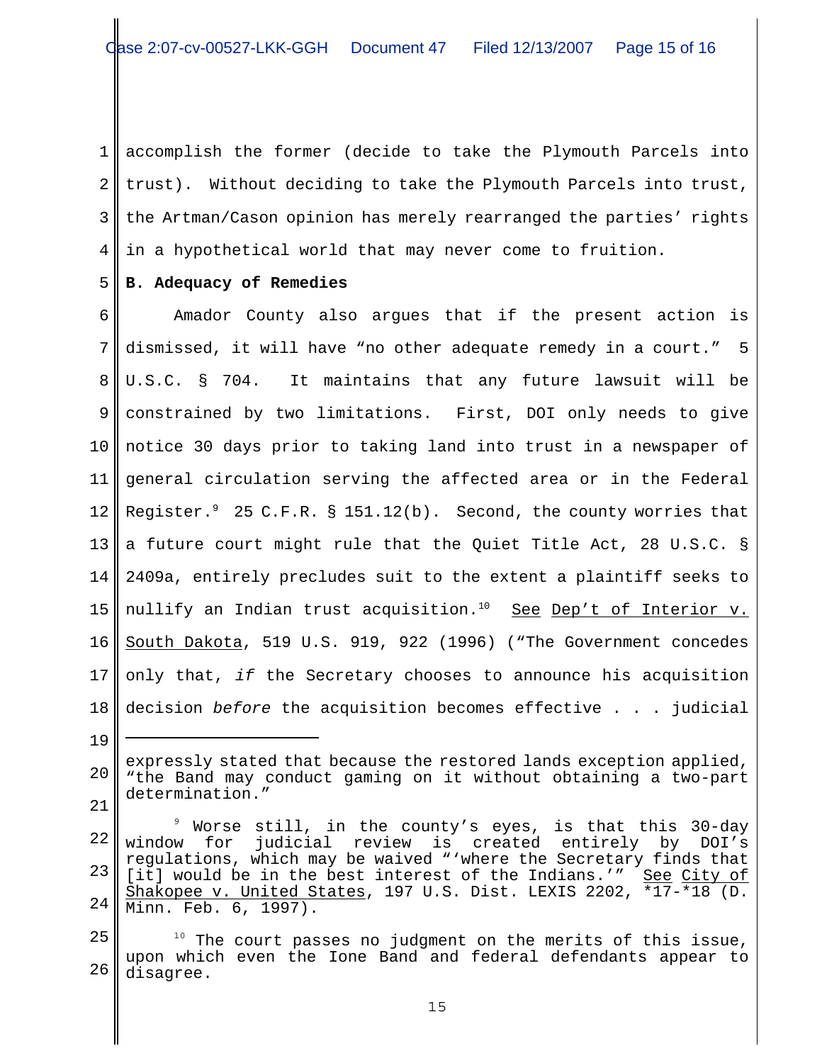accomplish the former (decide to take the Plymouth Parcels into trust). Without deciding to take the Plymouth Parcels into trust, the Artman/Cason opinion has merely rearranged the parties' rights in a hypothetical world that may never come to fruition.

**B. Adequacy of Remedies**

Amador County also argues that if the present action is dismissed, it will have "no other adequate remedy in a court." 5 U.S.C. § 704. It maintains that any future lawsuit will be constrained by two limitations. First, DOI only needs to give notice 30 days prior to taking land into trust in a newspaper of general circulation serving the affected area or in the Federal Register.[9] 25 C.F.R. § 151.12(b). Second, the county worries that a future court might rule that the Quiet Title Act, 28 U.S.C. § 2409a, entirely precludes suit to the extent a plaintiff seeks to nullify an Indian trust acquisition.[10] See Dep't of Interior v. South Dakota, 519 U.S. 919, 922 (1996) ("The Government concedes only that, *if* the Secretary chooses to announce his acquisition decision *before* the acquisition becomes effective . . . judicial

---

expressly stated that because the restored lands exception applied, "the Band may conduct gaming on it without obtaining a two-part determination."

[9] Worse still, in the county's eyes, is that this 30-day window for judicial review is created entirely by DOI's regulations, which may be waived "'where the Secretary finds that [it] would be in the best interest of the Indians.'" See City of Shakopee v. United States, 197 U.S. Dist. LEXIS 2202, *17-*18 (D. Minn. Feb. 6, 1997).

[10] The court passes no judgment on the merits of this issue, upon which even the Ione Band and federal defendants appear to disagree.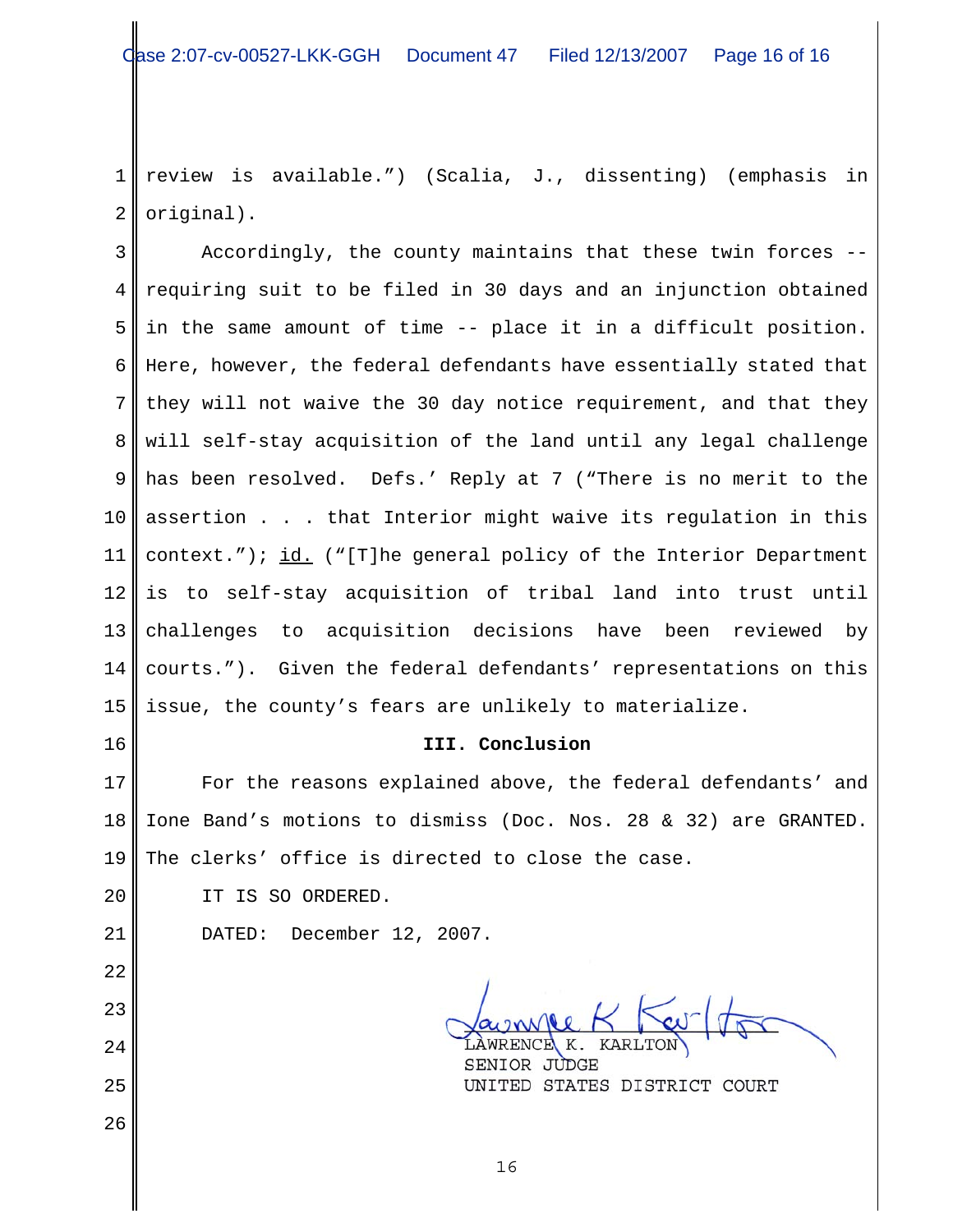review is available.") (Scalia, J., dissenting) (emphasis in original).

Accordingly, the county maintains that these twin forces -- requiring suit to be filed in 30 days and an injunction obtained in the same amount of time -- place it in a difficult position. Here, however, the federal defendants have essentially stated that they will not waive the 30 day notice requirement, and that they will self-stay acquisition of the land until any legal challenge has been resolved. Defs.' Reply at 7 ("There is no merit to the assertion . . . that Interior might waive its regulation in this context."); id. ("[T]he general policy of the Interior Department is to self-stay acquisition of tribal land into trust until challenges to acquisition decisions have been reviewed by courts."). Given the federal defendants' representations on this issue, the county's fears are unlikely to materialize.

**III. Conclusion**

For the reasons explained above, the federal defendants' and Ione Band's motions to dismiss (Doc. Nos. 28 & 32) are GRANTED. The clerks' office is directed to close the case.

IT IS SO ORDERED.

DATED: December 12, 2007.

LAWRENCE K. KARLTON
SENIOR JUDGE
UNITED STATES DISTRICT COURT